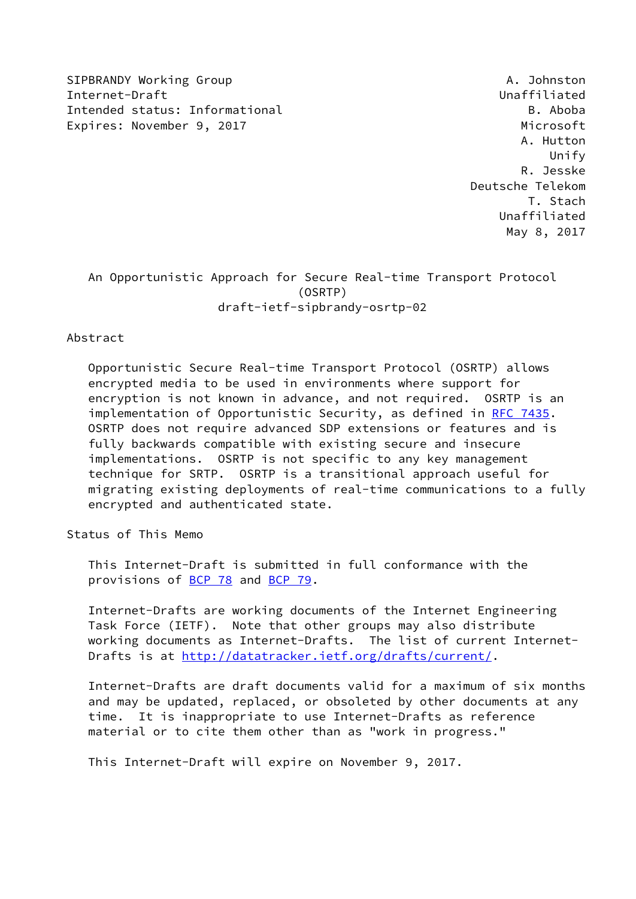SIPBRANDY Working Group A. Johnston
Internet-Draft Unaffiliated
Intended status: Informational B. Aboba
Expires: November 9, 2017 Microsoft
A. Hutton
Unify
R. Jesske
Deutsche Telekom
T. Stach
Unaffiliated
May 8, 2017

# An Opportunistic Approach for Secure Real-time Transport Protocol (OSRTP)

draft-ietf-sipbrandy-osrtp-02

## Abstract

Opportunistic Secure Real-time Transport Protocol (OSRTP) allows encrypted media to be used in environments where support for encryption is not known in advance, and not required. OSRTP is an implementation of Opportunistic Security, as defined in RFC 7435. OSRTP does not require advanced SDP extensions or features and is fully backwards compatible with existing secure and insecure implementations. OSRTP is not specific to any key management technique for SRTP. OSRTP is a transitional approach useful for migrating existing deployments of real-time communications to a fully encrypted and authenticated state.

## Status of This Memo

This Internet-Draft is submitted in full conformance with the provisions of BCP 78 and BCP 79.

Internet-Drafts are working documents of the Internet Engineering Task Force (IETF). Note that other groups may also distribute working documents as Internet-Drafts. The list of current Internet-Drafts is at http://datatracker.ietf.org/drafts/current/.

Internet-Drafts are draft documents valid for a maximum of six months and may be updated, replaced, or obsoleted by other documents at any time. It is inappropriate to use Internet-Drafts as reference material or to cite them other than as "work in progress."

This Internet-Draft will expire on November 9, 2017.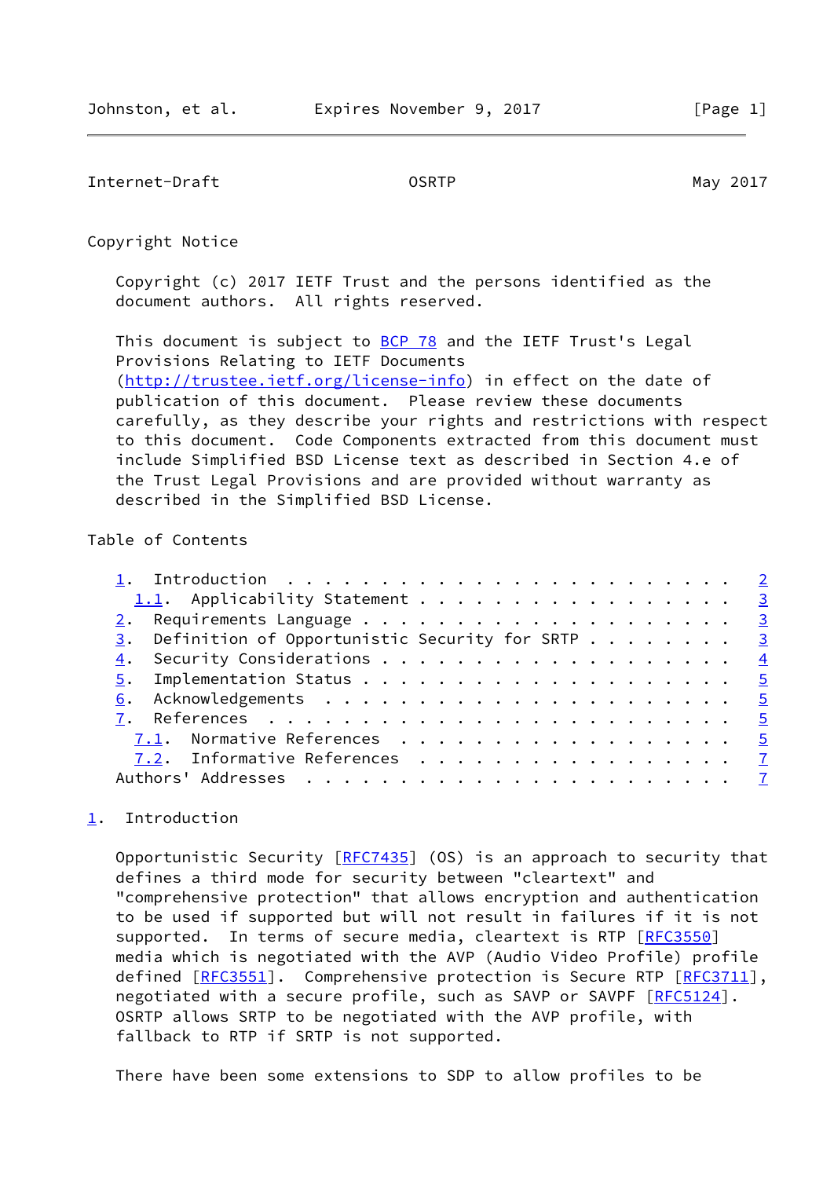## Copyright Notice

Copyright (c) 2017 IETF Trust and the persons identified as the document authors. All rights reserved.

This document is subject to BCP 78 and the IETF Trust's Legal Provisions Relating to IETF Documents (http://trustee.ietf.org/license-info) in effect on the date of publication of this document. Please review these documents carefully, as they describe your rights and restrictions with respect to this document. Code Components extracted from this document must include Simplified BSD License text as described in Section 4.e of the Trust Legal Provisions and are provided without warranty as described in the Simplified BSD License.

## Table of Contents

1. Introduction . . . . . . . . . . . . . . . . . . . . . . . . 2
   1.1. Applicability Statement . . . . . . . . . . . . . . . . . 3
2. Requirements Language . . . . . . . . . . . . . . . . . . . . 3
3. Definition of Opportunistic Security for SRTP . . . . . . . . 3
4. Security Considerations . . . . . . . . . . . . . . . . . . . 4
5. Implementation Status . . . . . . . . . . . . . . . . . . . . 5
6. Acknowledgements . . . . . . . . . . . . . . . . . . . . . . 5
7. References . . . . . . . . . . . . . . . . . . . . . . . . . 5
   7.1. Normative References . . . . . . . . . . . . . . . . . . 5
   7.2. Informative References . . . . . . . . . . . . . . . . . 7

Authors' Addresses . . . . . . . . . . . . . . . . . . . . . . . 7

## 1. Introduction

Opportunistic Security [RFC7435] (OS) is an approach to security that defines a third mode for security between "cleartext" and "comprehensive protection" that allows encryption and authentication to be used if supported but will not result in failures if it is not supported. In terms of secure media, cleartext is RTP [RFC3550] media which is negotiated with the AVP (Audio Video Profile) profile defined [RFC3551]. Comprehensive protection is Secure RTP [RFC3711], negotiated with a secure profile, such as SAVP or SAVPF [RFC5124]. OSRTP allows SRTP to be negotiated with the AVP profile, with fallback to RTP if SRTP is not supported.

There have been some extensions to SDP to allow profiles to be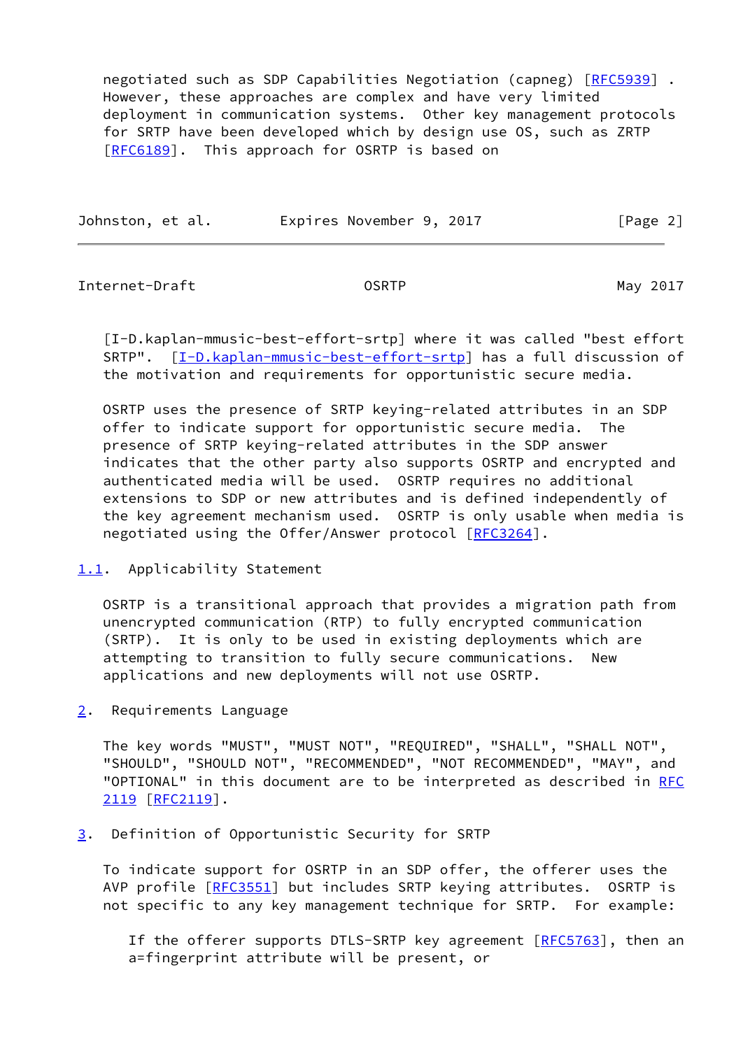negotiated such as SDP Capabilities Negotiation (capneg) [RFC5939] . However, these approaches are complex and have very limited deployment in communication systems. Other key management protocols for SRTP have been developed which by design use OS, such as ZRTP [RFC6189]. This approach for OSRTP is based on [I-D.kaplan-mmusic-best-effort-srtp] where it was called "best effort SRTP". [I-D.kaplan-mmusic-best-effort-srtp] has a full discussion of the motivation and requirements for opportunistic secure media.

OSRTP uses the presence of SRTP keying-related attributes in an SDP offer to indicate support for opportunistic secure media. The presence of SRTP keying-related attributes in the SDP answer indicates that the other party also supports OSRTP and encrypted and authenticated media will be used. OSRTP requires no additional extensions to SDP or new attributes and is defined independently of the key agreement mechanism used. OSRTP is only usable when media is negotiated using the Offer/Answer protocol [RFC3264].

### 1.1. Applicability Statement

OSRTP is a transitional approach that provides a migration path from unencrypted communication (RTP) to fully encrypted communication (SRTP). It is only to be used in existing deployments which are attempting to transition to fully secure communications. New applications and new deployments will not use OSRTP.

## 2. Requirements Language

The key words "MUST", "MUST NOT", "REQUIRED", "SHALL", "SHALL NOT", "SHOULD", "SHOULD NOT", "RECOMMENDED", "NOT RECOMMENDED", "MAY", and "OPTIONAL" in this document are to be interpreted as described in RFC 2119 [RFC2119].

## 3. Definition of Opportunistic Security for SRTP

To indicate support for OSRTP in an SDP offer, the offerer uses the AVP profile [RFC3551] but includes SRTP keying attributes. OSRTP is not specific to any key management technique for SRTP. For example:

> If the offerer supports DTLS-SRTP key agreement [RFC5763], then an a=fingerprint attribute will be present, or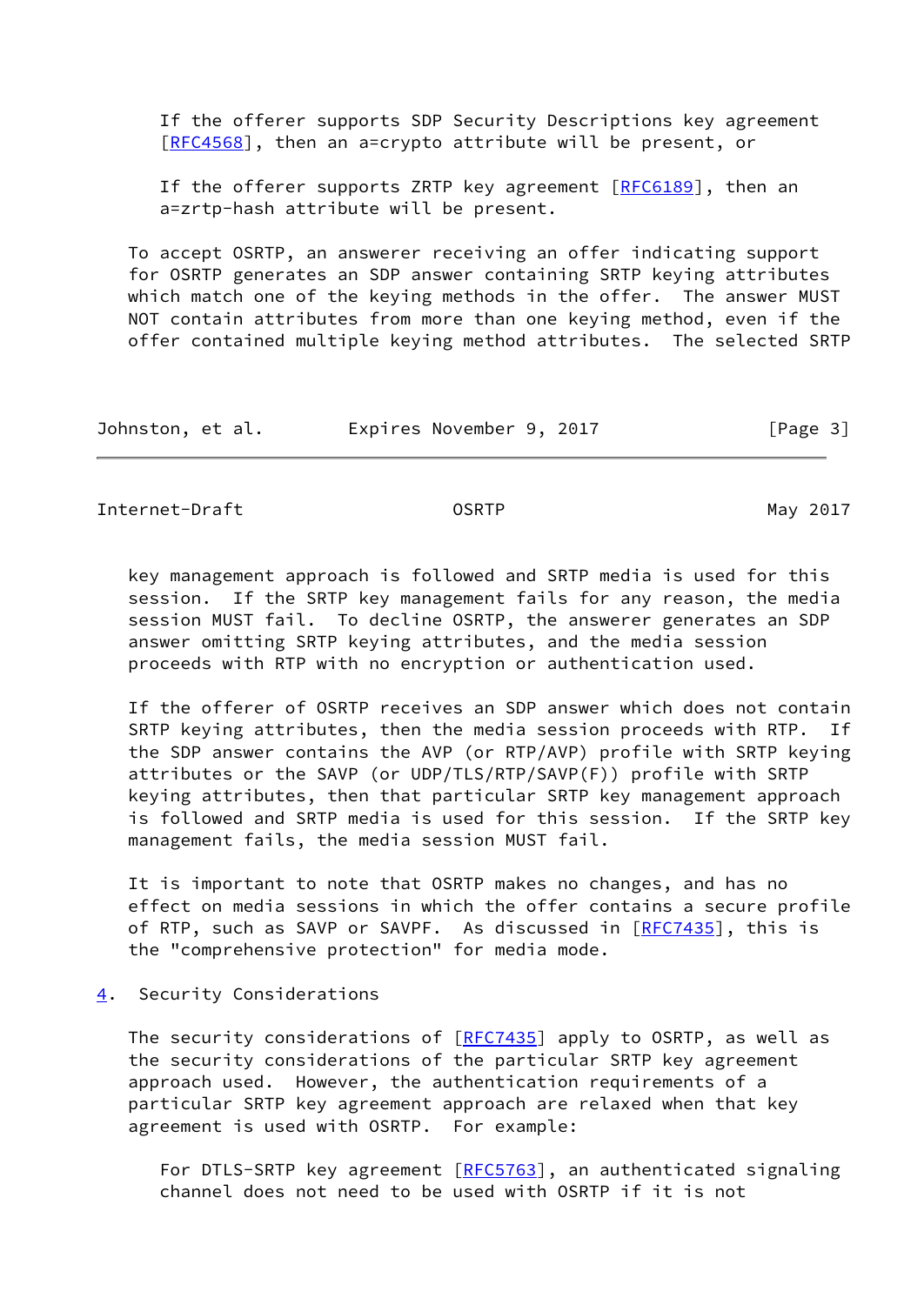If the offerer supports SDP Security Descriptions key agreement [RFC4568], then an a=crypto attribute will be present, or

If the offerer supports ZRTP key agreement [RFC6189], then an a=zrtp-hash attribute will be present.

To accept OSRTP, an answerer receiving an offer indicating support for OSRTP generates an SDP answer containing SRTP keying attributes which match one of the keying methods in the offer. The answer MUST NOT contain attributes from more than one keying method, even if the offer contained multiple keying method attributes. The selected SRTP key management approach is followed and SRTP media is used for this session. If the SRTP key management fails for any reason, the media session MUST fail. To decline OSRTP, the answerer generates an SDP answer omitting SRTP keying attributes, and the media session proceeds with RTP with no encryption or authentication used.

If the offerer of OSRTP receives an SDP answer which does not contain SRTP keying attributes, then the media session proceeds with RTP. If the SDP answer contains the AVP (or RTP/AVP) profile with SRTP keying attributes or the SAVP (or UDP/TLS/RTP/SAVP(F)) profile with SRTP keying attributes, then that particular SRTP key management approach is followed and SRTP media is used for this session. If the SRTP key management fails, the media session MUST fail.

It is important to note that OSRTP makes no changes, and has no effect on media sessions in which the offer contains a secure profile of RTP, such as SAVP or SAVPF. As discussed in [RFC7435], this is the "comprehensive protection" for media mode.

## 4. Security Considerations

The security considerations of [RFC7435] apply to OSRTP, as well as the security considerations of the particular SRTP key agreement approach used. However, the authentication requirements of a particular SRTP key agreement approach are relaxed when that key agreement is used with OSRTP. For example:

For DTLS-SRTP key agreement [RFC5763], an authenticated signaling channel does not need to be used with OSRTP if it is not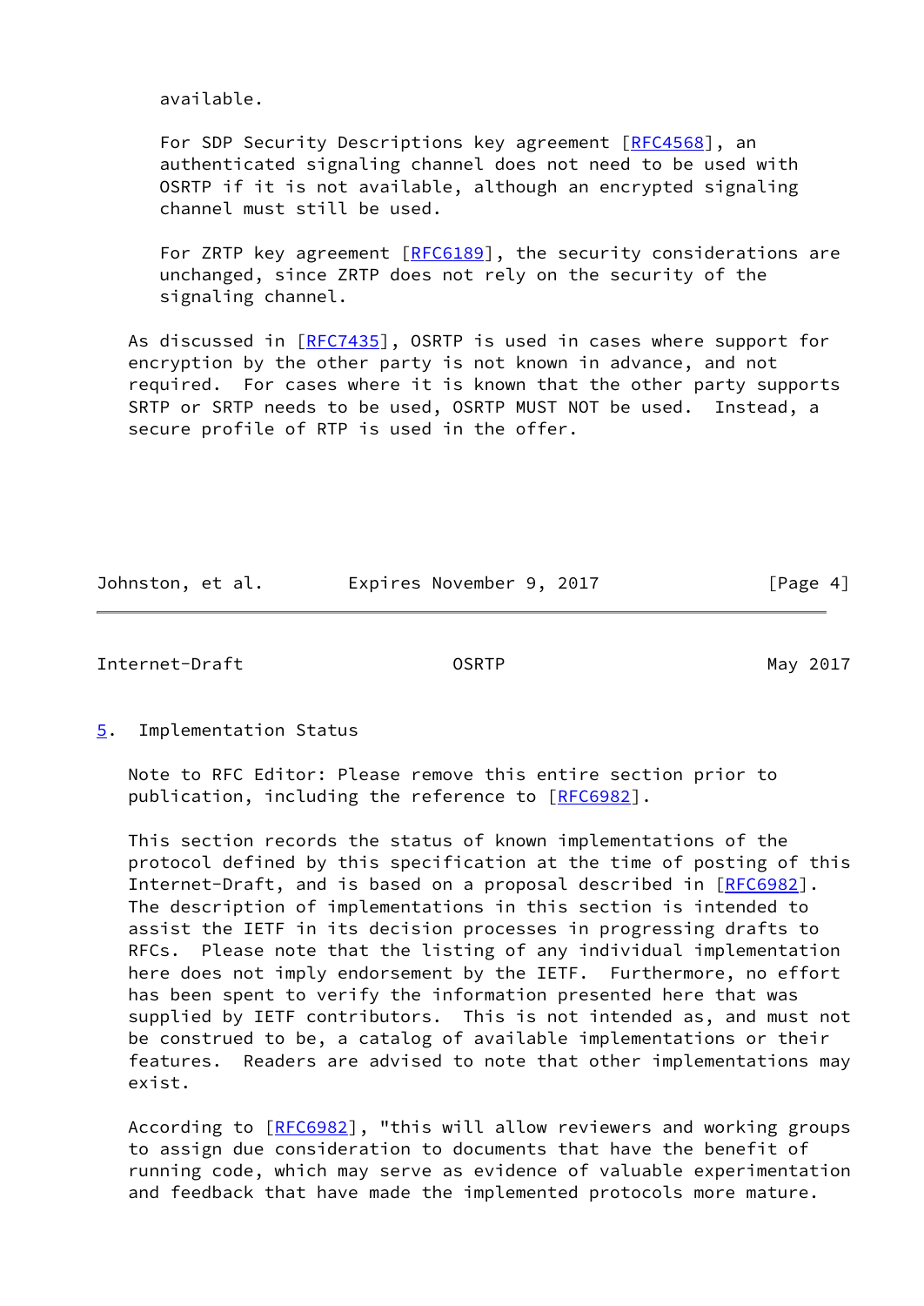available.

For SDP Security Descriptions key agreement [RFC4568], an authenticated signaling channel does not need to be used with OSRTP if it is not available, although an encrypted signaling channel must still be used.

For ZRTP key agreement [RFC6189], the security considerations are unchanged, since ZRTP does not rely on the security of the signaling channel.

As discussed in [RFC7435], OSRTP is used in cases where support for encryption by the other party is not known in advance, and not required. For cases where it is known that the other party supports SRTP or SRTP needs to be used, OSRTP MUST NOT be used. Instead, a secure profile of RTP is used in the offer.

## 5. Implementation Status

Note to RFC Editor: Please remove this entire section prior to publication, including the reference to [RFC6982].

This section records the status of known implementations of the protocol defined by this specification at the time of posting of this Internet-Draft, and is based on a proposal described in [RFC6982]. The description of implementations in this section is intended to assist the IETF in its decision processes in progressing drafts to RFCs. Please note that the listing of any individual implementation here does not imply endorsement by the IETF. Furthermore, no effort has been spent to verify the information presented here that was supplied by IETF contributors. This is not intended as, and must not be construed to be, a catalog of available implementations or their features. Readers are advised to note that other implementations may exist.

According to [RFC6982], "this will allow reviewers and working groups to assign due consideration to documents that have the benefit of running code, which may serve as evidence of valuable experimentation and feedback that have made the implemented protocols more mature.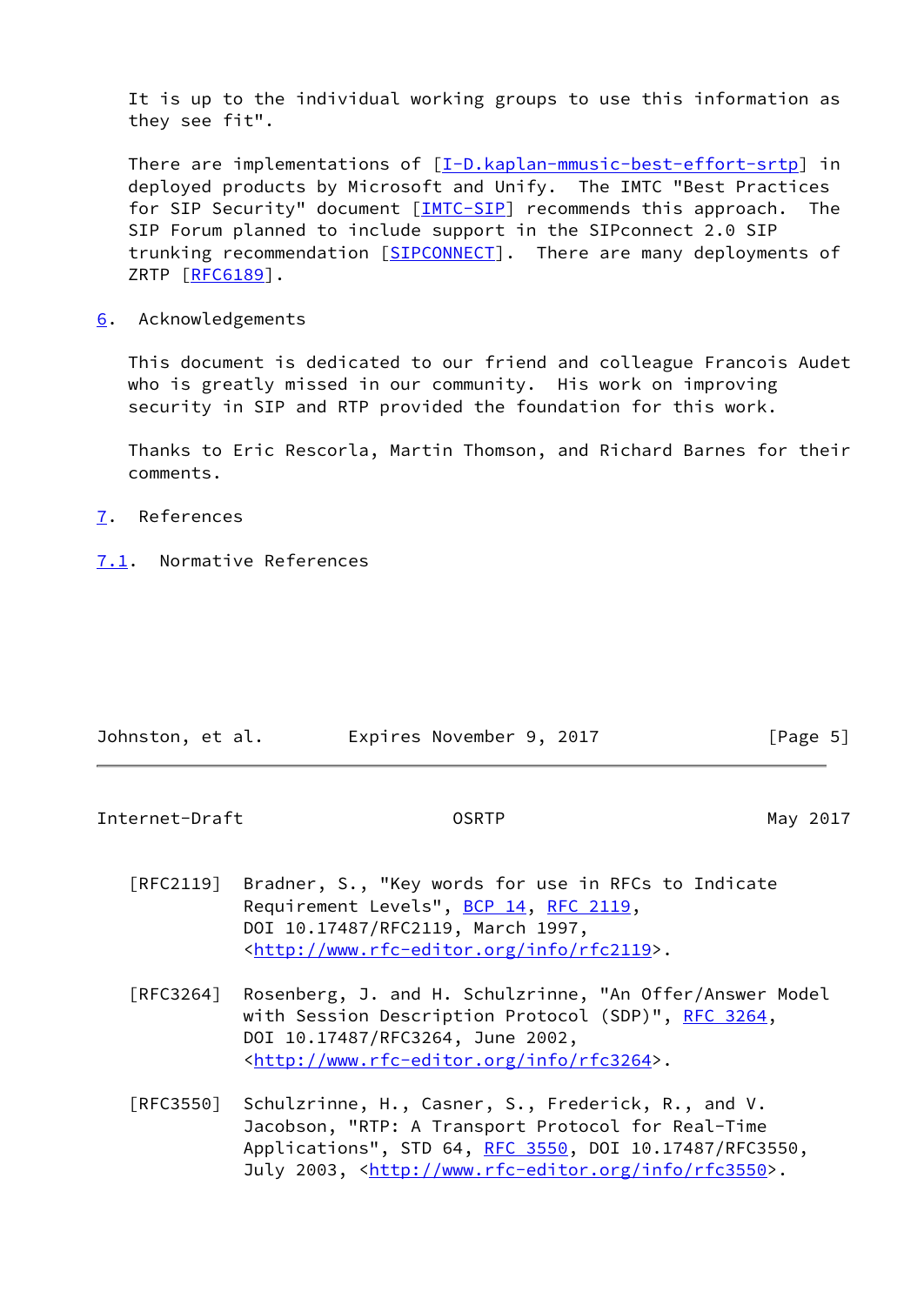It is up to the individual working groups to use this information as they see fit".

There are implementations of [I-D.kaplan-mmusic-best-effort-srtp] in deployed products by Microsoft and Unify. The IMTC "Best Practices for SIP Security" document [IMTC-SIP] recommends this approach. The SIP Forum planned to include support in the SIPconnect 2.0 SIP trunking recommendation [SIPCONNECT]. There are many deployments of ZRTP [RFC6189].

## 6. Acknowledgements

This document is dedicated to our friend and colleague Francois Audet who is greatly missed in our community. His work on improving security in SIP and RTP provided the foundation for this work.

Thanks to Eric Rescorla, Martin Thomson, and Richard Barnes for their comments.

## 7. References

### 7.1. Normative References

[RFC2119] Bradner, S., "Key words for use in RFCs to Indicate Requirement Levels", BCP 14, RFC 2119, DOI 10.17487/RFC2119, March 1997, <http://www.rfc-editor.org/info/rfc2119>.

[RFC3264] Rosenberg, J. and H. Schulzrinne, "An Offer/Answer Model with Session Description Protocol (SDP)", RFC 3264, DOI 10.17487/RFC3264, June 2002, <http://www.rfc-editor.org/info/rfc3264>.

[RFC3550] Schulzrinne, H., Casner, S., Frederick, R., and V. Jacobson, "RTP: A Transport Protocol for Real-Time Applications", STD 64, RFC 3550, DOI 10.17487/RFC3550, July 2003, <http://www.rfc-editor.org/info/rfc3550>.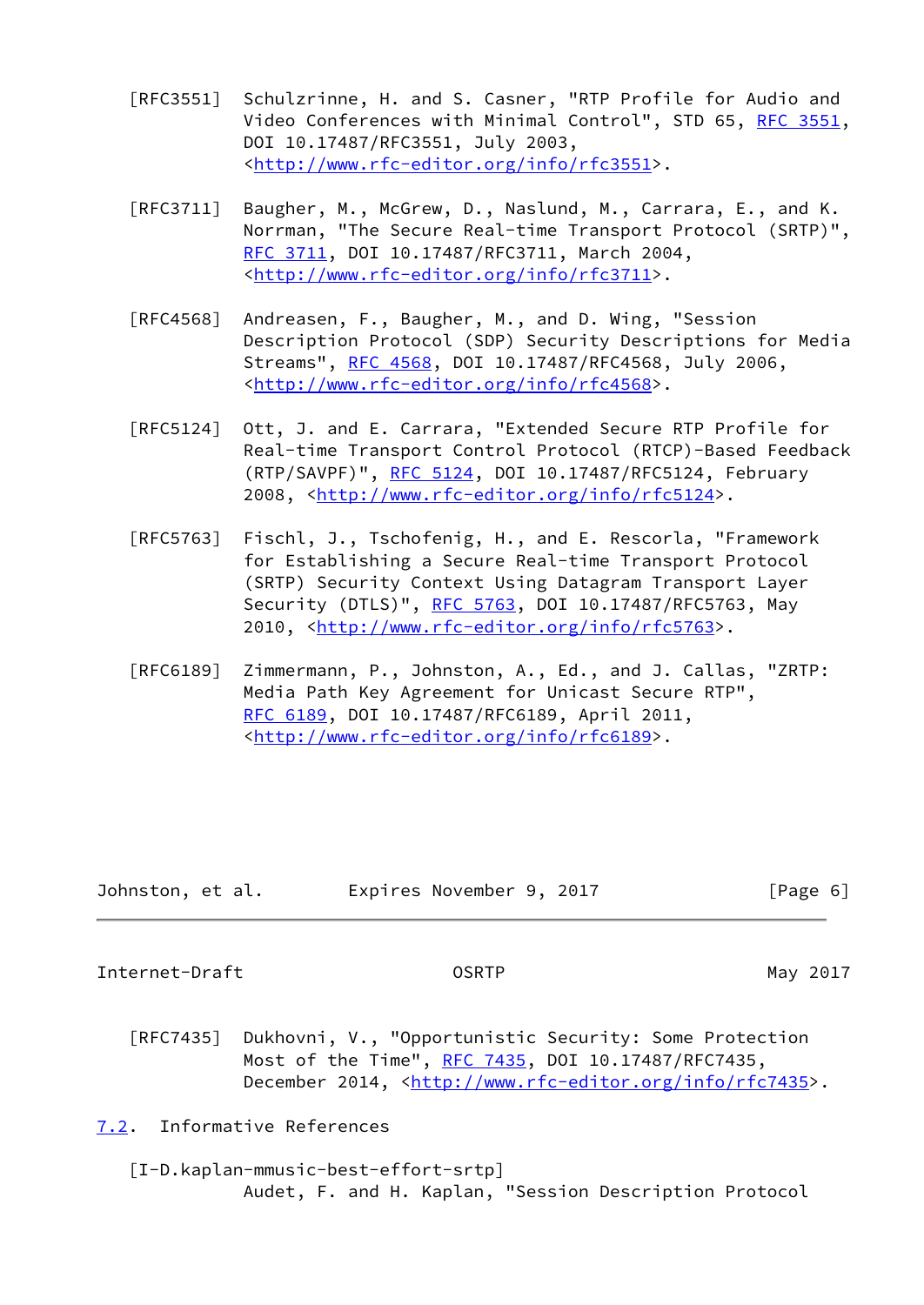[RFC3551] Schulzrinne, H. and S. Casner, "RTP Profile for Audio and Video Conferences with Minimal Control", STD 65, RFC 3551, DOI 10.17487/RFC3551, July 2003, <http://www.rfc-editor.org/info/rfc3551>.

[RFC3711] Baugher, M., McGrew, D., Naslund, M., Carrara, E., and K. Norrman, "The Secure Real-time Transport Protocol (SRTP)", RFC 3711, DOI 10.17487/RFC3711, March 2004, <http://www.rfc-editor.org/info/rfc3711>.

[RFC4568] Andreasen, F., Baugher, M., and D. Wing, "Session Description Protocol (SDP) Security Descriptions for Media Streams", RFC 4568, DOI 10.17487/RFC4568, July 2006, <http://www.rfc-editor.org/info/rfc4568>.

[RFC5124] Ott, J. and E. Carrara, "Extended Secure RTP Profile for Real-time Transport Control Protocol (RTCP)-Based Feedback (RTP/SAVPF)", RFC 5124, DOI 10.17487/RFC5124, February 2008, <http://www.rfc-editor.org/info/rfc5124>.

[RFC5763] Fischl, J., Tschofenig, H., and E. Rescorla, "Framework for Establishing a Secure Real-time Transport Protocol (SRTP) Security Context Using Datagram Transport Layer Security (DTLS)", RFC 5763, DOI 10.17487/RFC5763, May 2010, <http://www.rfc-editor.org/info/rfc5763>.

[RFC6189] Zimmermann, P., Johnston, A., Ed., and J. Callas, "ZRTP: Media Path Key Agreement for Unicast Secure RTP", RFC 6189, DOI 10.17487/RFC6189, April 2011, <http://www.rfc-editor.org/info/rfc6189>.

[RFC7435] Dukhovni, V., "Opportunistic Security: Some Protection Most of the Time", RFC 7435, DOI 10.17487/RFC7435, December 2014, <http://www.rfc-editor.org/info/rfc7435>.

## 7.2. Informative References

[I-D.kaplan-mmusic-best-effort-srtp]
Audet, F. and H. Kaplan, "Session Description Protocol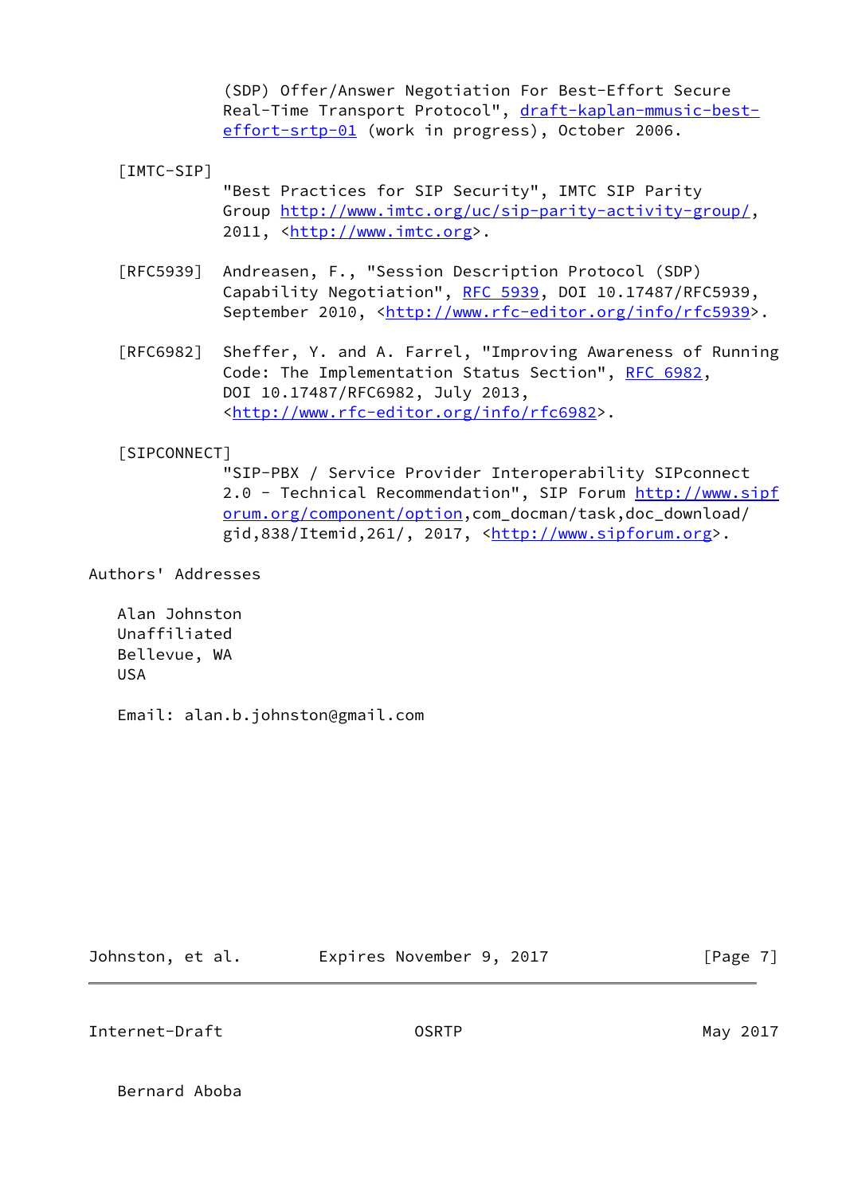(SDP) Offer/Answer Negotiation For Best-Effort Secure Real-Time Transport Protocol", draft-kaplan-mmusic-best-effort-srtp-01 (work in progress), October 2006.

[IMTC-SIP]
"Best Practices for SIP Security", IMTC SIP Parity Group http://www.imtc.org/uc/sip-parity-activity-group/, 2011, <http://www.imtc.org>.

[RFC5939] Andreasen, F., "Session Description Protocol (SDP) Capability Negotiation", RFC 5939, DOI 10.17487/RFC5939, September 2010, <http://www.rfc-editor.org/info/rfc5939>.

[RFC6982] Sheffer, Y. and A. Farrel, "Improving Awareness of Running Code: The Implementation Status Section", RFC 6982, DOI 10.17487/RFC6982, July 2013, <http://www.rfc-editor.org/info/rfc6982>.

[SIPCONNECT]
"SIP-PBX / Service Provider Interoperability SIPconnect 2.0 - Technical Recommendation", SIP Forum http://www.sipforum.org/component/option,com_docman/task,doc_download/gid,838/Itemid,261/, 2017, <http://www.sipforum.org>.

Authors' Addresses

Alan Johnston
Unaffiliated
Bellevue, WA
USA

Email: alan.b.johnston@gmail.com

Bernard Aboba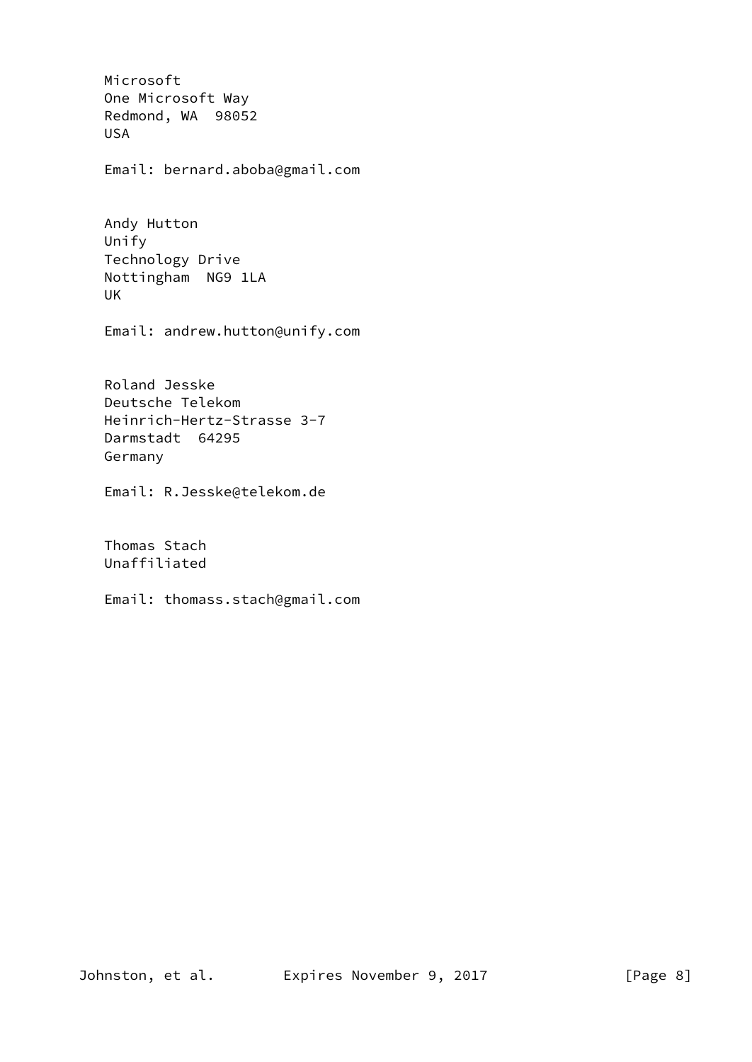Microsoft
One Microsoft Way
Redmond, WA  98052
USA

Email: bernard.aboba@gmail.com

Andy Hutton
Unify
Technology Drive
Nottingham  NG9 1LA
UK

Email: andrew.hutton@unify.com

Roland Jesske
Deutsche Telekom
Heinrich-Hertz-Strasse 3-7
Darmstadt  64295
Germany

Email: R.Jesske@telekom.de

Thomas Stach
Unaffiliated

Email: thomass.stach@gmail.com